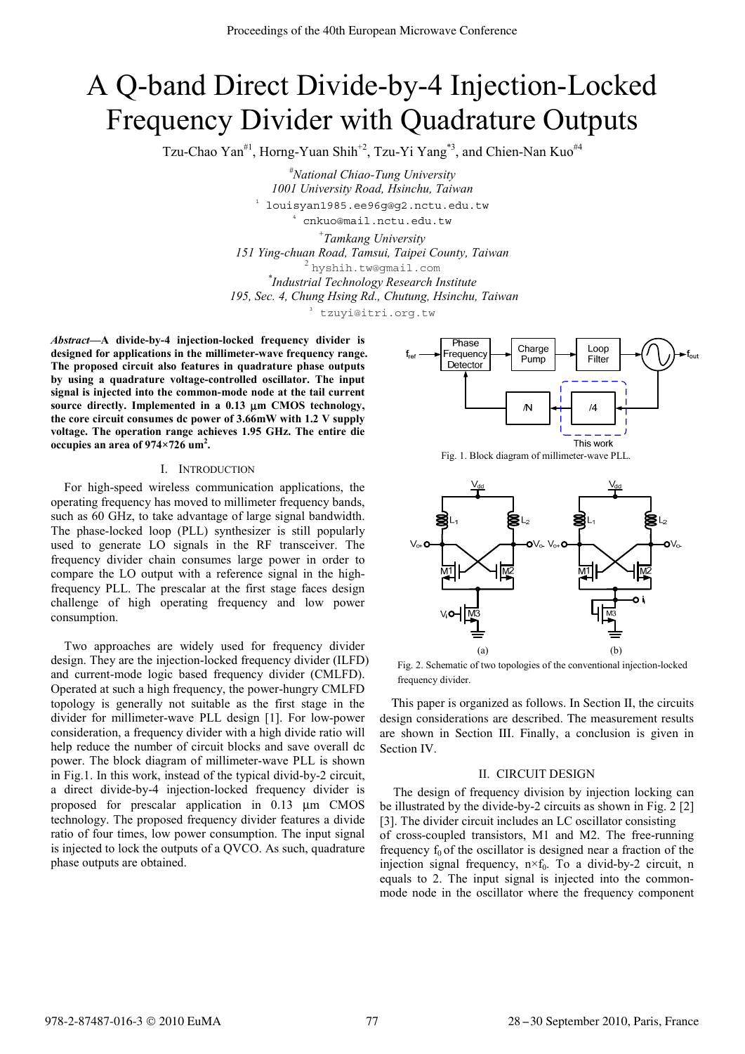# A Q-band Direct Divide-by-4 Injection-Locked Frequency Divider with Quadrature Outputs

Tzu-Chao Yan#1, Horng-Yuan Shih+2, Tzu-Yi Yang*3, and Chien-Nan Kuo#4

#*National Chiao-Tung University*
*1001 University Road, Hsinchu, Taiwan*
1 louisyan1985.ee96g@g2.nctu.edu.tw
4 cnkuo@mail.nctu.edu.tw

+*Tamkang University*
*151 Ying-chuan Road, Tamsui, Taipei County, Taiwan*
2 hyshih.tw@gmail.com

**Industrial Technology Research Institute*
*195, Sec. 4, Chung Hsing Rd., Chutung, Hsinchu, Taiwan*
3 tzuyi@itri.org.tw

***Abstract*—A divide-by-4 injection-locked frequency divider is designed for applications in the millimeter-wave frequency range. The proposed circuit also features in quadrature phase outputs by using a quadrature voltage-controlled oscillator. The input signal is injected into the common-mode node at the tail current source directly. Implemented in a 0.13 μm CMOS technology, the core circuit consumes dc power of 3.66mW with 1.2 V supply voltage. The operation range achieves 1.95 GHz. The entire die occupies an area of 974×726 um$^2$.**

## I. Introduction

For high-speed wireless communication applications, the operating frequency has moved to millimeter frequency bands, such as 60 GHz, to take advantage of large signal bandwidth. The phase-locked loop (PLL) synthesizer is still popularly used to generate LO signals in the RF transceiver. The frequency divider chain consumes large power in order to compare the LO output with a reference signal in the high-frequency PLL. The prescalar at the first stage faces design challenge of high operating frequency and low power consumption.

Two approaches are widely used for frequency divider design. They are the injection-locked frequency divider (ILFD) and current-mode logic based frequency divider (CMLFD). Operated at such a high frequency, the power-hungry CMLFD topology is generally not suitable as the first stage in the divider for millimeter-wave PLL design [1]. For low-power consideration, a frequency divider with a high divide ratio will help reduce the number of circuit blocks and save overall dc power. The block diagram of millimeter-wave PLL is shown in Fig.1. In this work, instead of the typical divid-by-2 circuit, a direct divide-by-4 injection-locked frequency divider is proposed for prescalar application in 0.13 μm CMOS technology. The proposed frequency divider features a divide ratio of four times, low power consumption. The input signal is injected to lock the outputs of a QVCO. As such, quadrature phase outputs are obtained.

Fig. 1. Block diagram of millimeter-wave PLL.

Fig. 2. Schematic of two topologies of the conventional injection-locked frequency divider.

This paper is organized as follows. In Section II, the circuits design considerations are described. The measurement results are shown in Section III. Finally, a conclusion is given in Section IV.

## II. Circuit Design

The design of frequency division by injection locking can be illustrated by the divide-by-2 circuits as shown in Fig. 2 [2] [3]. The divider circuit includes an LC oscillator consisting of cross-coupled transistors, M1 and M2. The free-running frequency $f_0$ of the oscillator is designed near a fraction of the injection signal frequency, $n \times f_0$. To a divid-by-2 circuit, n equals to 2. The input signal is injected into the common-mode node in the oscillator where the frequency component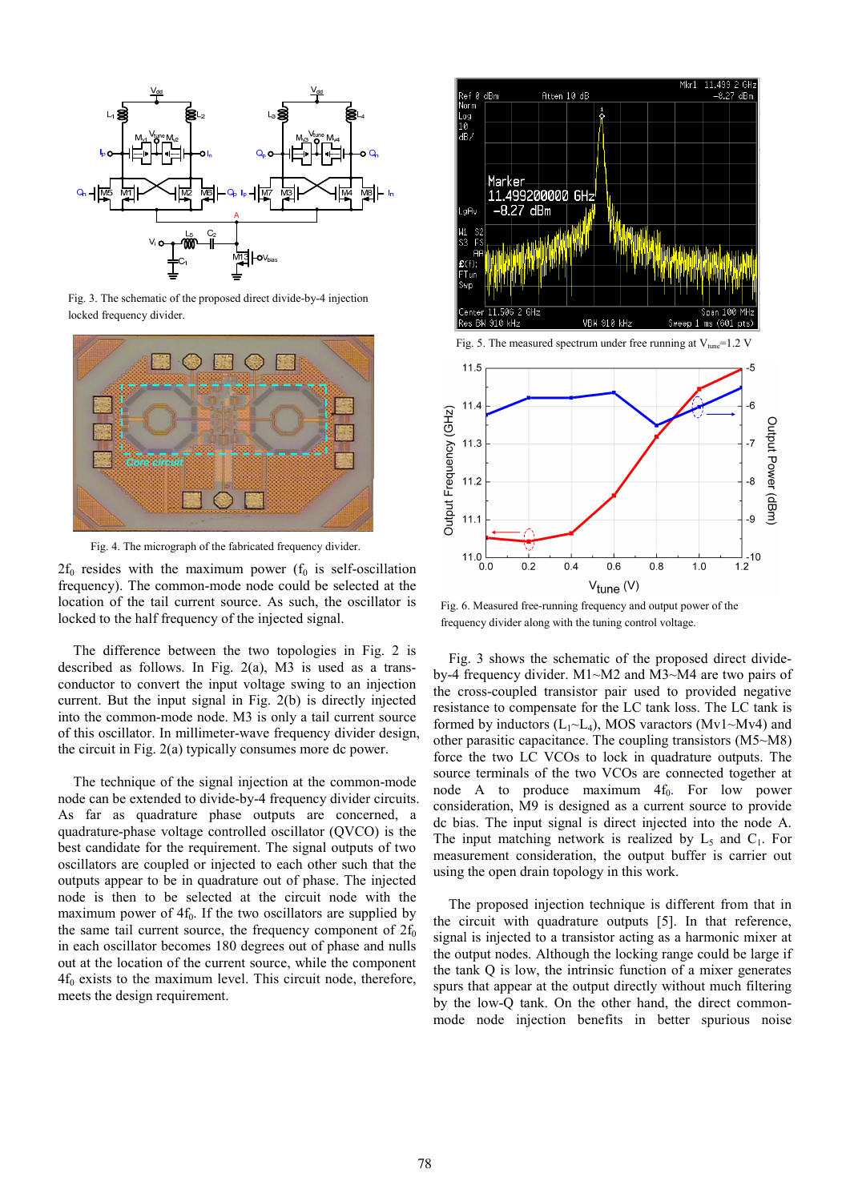Fig. 3. The schematic of the proposed direct divide-by-4 injection locked frequency divider.

Fig. 4. The micrograph of the fabricated frequency divider.

$2f_0$ resides with the maximum power ($f_0$ is self-oscillation frequency). The common-mode node could be selected at the location of the tail current source. As such, the oscillator is locked to the half frequency of the injected signal.

The difference between the two topologies in Fig. 2 is described as follows. In Fig. 2(a), M3 is used as a trans-conductor to convert the input voltage swing to an injection current. But the input signal in Fig. 2(b) is directly injected into the common-mode node. M3 is only a tail current source of this oscillator. In millimeter-wave frequency divider design, the circuit in Fig. 2(a) typically consumes more dc power.

The technique of the signal injection at the common-mode node can be extended to divide-by-4 frequency divider circuits. As far as quadrature phase outputs are concerned, a quadrature-phase voltage controlled oscillator (QVCO) is the best candidate for the requirement. The signal outputs of two oscillators are coupled or injected to each other such that the outputs appear to be in quadrature out of phase. The injected node is then to be selected at the circuit node with the maximum power of $4f_0$. If the two oscillators are supplied by the same tail current source, the frequency component of $2f_0$ in each oscillator becomes 180 degrees out of phase and nulls out at the location of the current source, while the component $4f_0$ exists to the maximum level. This circuit node, therefore, meets the design requirement.

Fig. 5. The measured spectrum under free running at $V_{tune}$=1.2 V

Fig. 6. Measured free-running frequency and output power of the frequency divider along with the tuning control voltage.

Fig. 3 shows the schematic of the proposed direct divide-by-4 frequency divider. M1~M2 and M3~M4 are two pairs of the cross-coupled transistor pair used to provided negative resistance to compensate for the LC tank loss. The LC tank is formed by inductors ($L_1$~$L_4$), MOS varactors (Mv1~Mv4) and other parasitic capacitance. The coupling transistors (M5~M8) force the two LC VCOs to lock in quadrature outputs. The source terminals of the two VCOs are connected together at node A to produce maximum $4f_0$. For low power consideration, M9 is designed as a current source to provide dc bias. The input signal is direct injected into the node A. The input matching network is realized by $L_5$ and $C_1$. For measurement consideration, the output buffer is carrier out using the open drain topology in this work.

The proposed injection technique is different from that in the circuit with quadrature outputs [5]. In that reference, signal is injected to a transistor acting as a harmonic mixer at the output nodes. Although the locking range could be large if the tank Q is low, the intrinsic function of a mixer generates spurs that appear at the output directly without much filtering by the low-Q tank. On the other hand, the direct common-mode node injection benefits in better spurious noise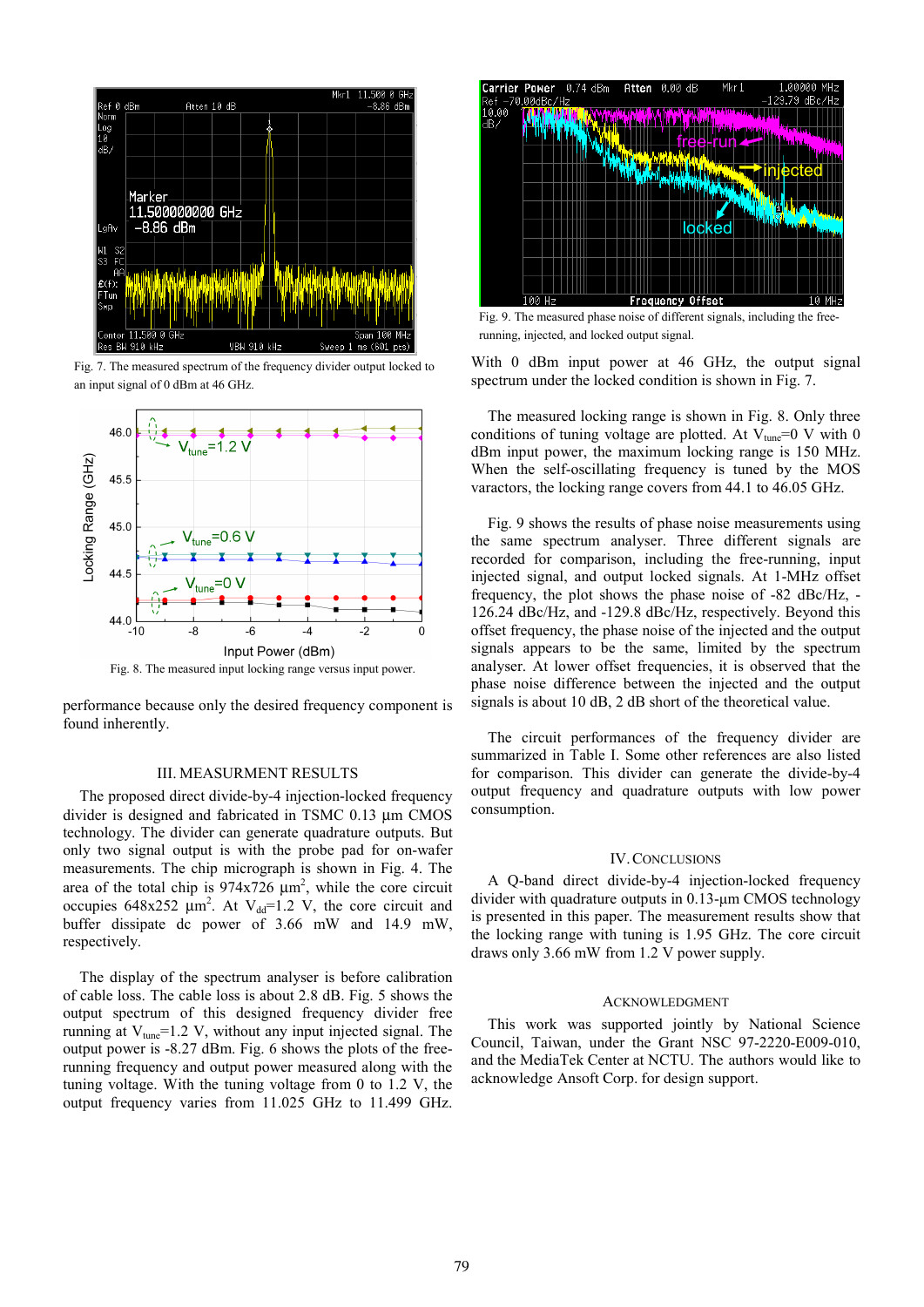Fig. 7. The measured spectrum of the frequency divider output locked to an input signal of 0 dBm at 46 GHz.

Fig. 8. The measured input locking range versus input power.

performance because only the desired frequency component is found inherently.

## III. MEASURMENT RESULTS

The proposed direct divide-by-4 injection-locked frequency divider is designed and fabricated in TSMC 0.13 μm CMOS technology. The divider can generate quadrature outputs. But only two signal output is with the probe pad for on-wafer measurements. The chip micrograph is shown in Fig. 4. The area of the total chip is 974x726 $\mu m^2$, while the core circuit occupies 648x252 $\mu m^2$. At $V_{dd}$=1.2 V, the core circuit and buffer dissipate dc power of 3.66 mW and 14.9 mW, respectively.

The display of the spectrum analyser is before calibration of cable loss. The cable loss is about 2.8 dB. Fig. 5 shows the output spectrum of this designed frequency divider free running at $V_{tune}$=1.2 V, without any input injected signal. The output power is -8.27 dBm. Fig. 6 shows the plots of the free-running frequency and output power measured along with the tuning voltage. With the tuning voltage from 0 to 1.2 V, the output frequency varies from 11.025 GHz to 11.499 GHz.

Fig. 9. The measured phase noise of different signals, including the free-running, injected, and locked output signal.

With 0 dBm input power at 46 GHz, the output signal spectrum under the locked condition is shown in Fig. 7.

The measured locking range is shown in Fig. 8. Only three conditions of tuning voltage are plotted. At $V_{tune}$=0 V with 0 dBm input power, the maximum locking range is 150 MHz. When the self-oscillating frequency is tuned by the MOS varactors, the locking range covers from 44.1 to 46.05 GHz.

Fig. 9 shows the results of phase noise measurements using the same spectrum analyser. Three different signals are recorded for comparison, including the free-running, input injected signal, and output locked signals. At 1-MHz offset frequency, the plot shows the phase noise of -82 dBc/Hz, -126.24 dBc/Hz, and -129.8 dBc/Hz, respectively. Beyond this offset frequency, the phase noise of the injected and the output signals appears to be the same, limited by the spectrum analyser. At lower offset frequencies, it is observed that the phase noise difference between the injected and the output signals is about 10 dB, 2 dB short of the theoretical value.

The circuit performances of the frequency divider are summarized in Table I. Some other references are also listed for comparison. This divider can generate the divide-by-4 output frequency and quadrature outputs with low power consumption.

## IV. CONCLUSIONS

A Q-band direct divide-by-4 injection-locked frequency divider with quadrature outputs in 0.13-μm CMOS technology is presented in this paper. The measurement results show that the locking range with tuning is 1.95 GHz. The core circuit draws only 3.66 mW from 1.2 V power supply.

## ACKNOWLEDGMENT

This work was supported jointly by National Science Council, Taiwan, under the Grant NSC 97-2220-E009-010, and the MediaTek Center at NCTU. The authors would like to acknowledge Ansoft Corp. for design support.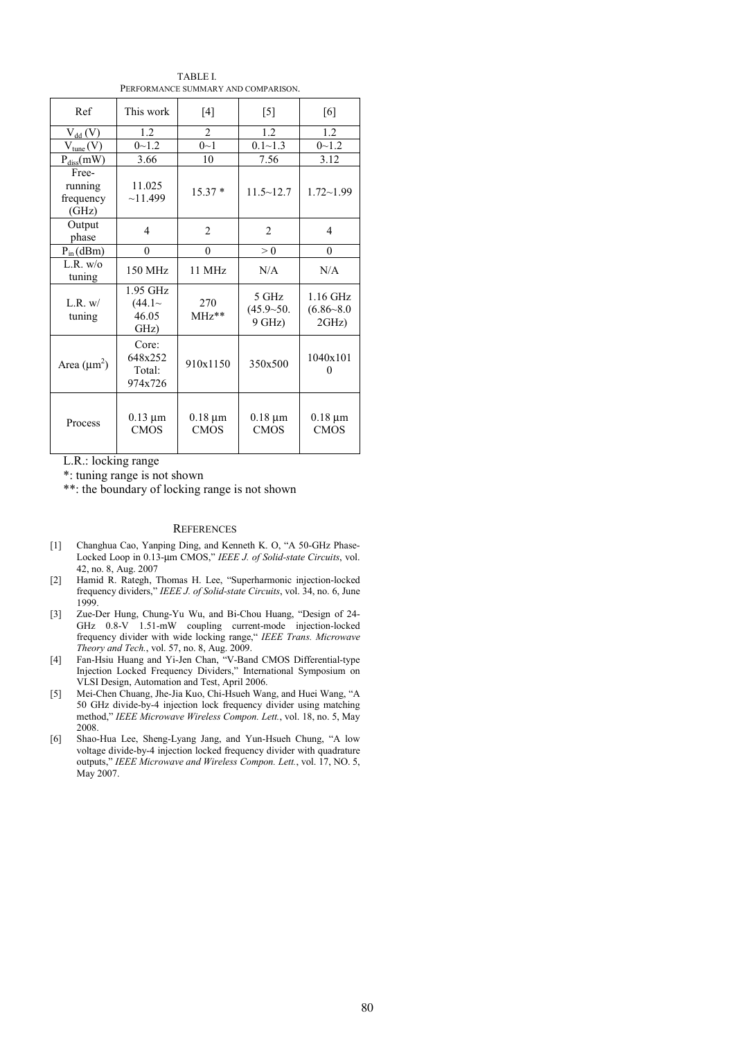TABLE I.
PERFORMANCE SUMMARY AND COMPARISON.

| Ref | This work | [4] | [5] | [6] |
|---|---|---|---|---|
| $V_{dd}$ (V) | 1.2 | 2 | 1.2 | 1.2 |
| $V_{tune}$ (V) | 0~1.2 | 0~1 | 0.1~1.3 | 0~1.2 |
| $P_{diss}$(mW) | 3.66 | 10 | 7.56 | 3.12 |
| Free-running frequency (GHz) | 11.025 ~11.499 | 15.37 * | 11.5~12.7 | 1.72~1.99 |
| Output phase | 4 | 2 | 2 | 4 |
| $P_{in}$ (dBm) | 0 | 0 | > 0 | 0 |
| L.R. w/o tuning | 150 MHz | 11 MHz | N/A | N/A |
| L.R. w/ tuning | 1.95 GHz (44.1~ 46.05 GHz) | 270 MHz** | 5 GHz (45.9~50. 9 GHz) | 1.16 GHz (6.86~8.0 2GHz) |
| Area ($\mu m^2$) | Core: 648x252 Total: 974x726 | 910x1150 | 350x500 | 1040x1010 |
| Process | 0.13 μm CMOS | 0.18 μm CMOS | 0.18 μm CMOS | 0.18 μm CMOS |

L.R.: locking range

*: tuning range is not shown

**: the boundary of locking range is not shown

## REFERENCES

[1] Changhua Cao, Yanping Ding, and Kenneth K. O, "A 50-GHz Phase-Locked Loop in 0.13-μm CMOS," *IEEE J. of Solid-state Circuits*, vol. 42, no. 8, Aug. 2007

[2] Hamid R. Rategh, Thomas H. Lee, "Superharmonic injection-locked frequency dividers," *IEEE J. of Solid-state Circuits*, vol. 34, no. 6, June 1999.

[3] Zue-Der Hung, Chung-Yu Wu, and Bi-Chou Huang, "Design of 24-GHz 0.8-V 1.51-mW coupling current-mode injection-locked frequency divider with wide locking range," *IEEE Trans. Microwave Theory and Tech.*, vol. 57, no. 8, Aug. 2009.

[4] Fan-Hsiu Huang and Yi-Jen Chan, "V-Band CMOS Differential-type Injection Locked Frequency Dividers," International Symposium on VLSI Design, Automation and Test, April 2006.

[5] Mei-Chen Chuang, Jhe-Jia Kuo, Chi-Hsueh Wang, and Huei Wang, "A 50 GHz divide-by-4 injection lock frequency divider using matching method," *IEEE Microwave Wireless Compon. Lett.*, vol. 18, no. 5, May 2008.

[6] Shao-Hua Lee, Sheng-Lyang Jang, and Yun-Hsueh Chung, "A low voltage divide-by-4 injection locked frequency divider with quadrature outputs," *IEEE Microwave and Wireless Compon. Lett.*, vol. 17, NO. 5, May 2007.